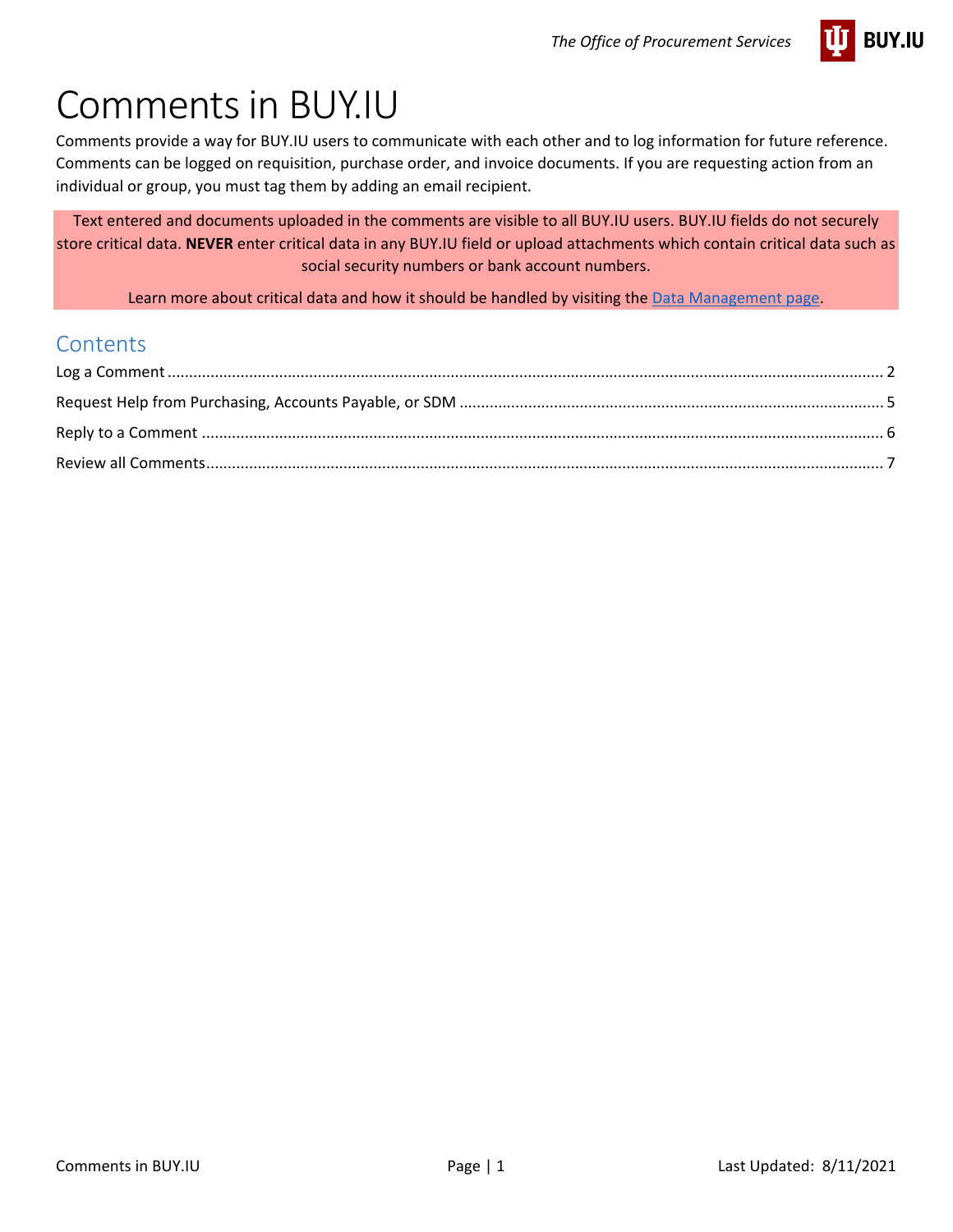# Comments in BUY.IU

Comments provide a way for BUY.IU users to communicate with each other and to log information for future reference. Comments can be logged on requisition, purchase order, and invoice documents. If you are requesting action from an individual or group, you must tag them by adding an email recipient.

Text entered and documents uploaded in the comments are visible to all BUY.IU users. BUY.IU fields do not securely store critical data. **NEVER** enter critical data in any BUY.IU field or upload attachments which contain critical data such as social security numbers or bank account numbers.

Learn more about critical data and how it should be handled by visiting the [Data Management page](#).

## Contents

- Log a Comment ..... 2
- Request Help from Purchasing, Accounts Payable, or SDM ..... 5
- Reply to a Comment ..... 6
- Review all Comments ..... 7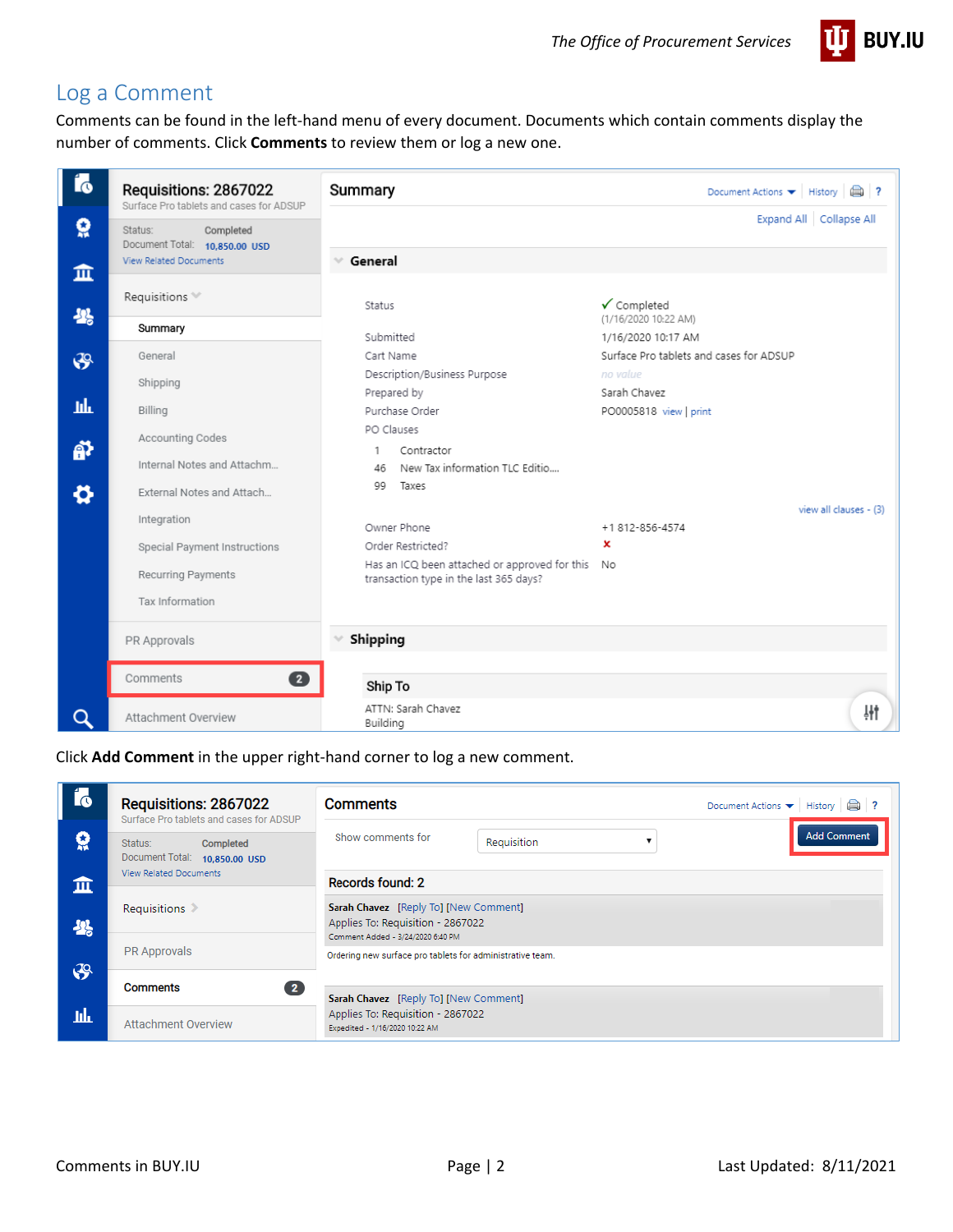## Log a Comment

Comments can be found in the left-hand menu of every document. Documents which contain comments display the number of comments. Click **Comments** to review them or log a new one.

Click **Add Comment** in the upper right-hand corner to log a new comment.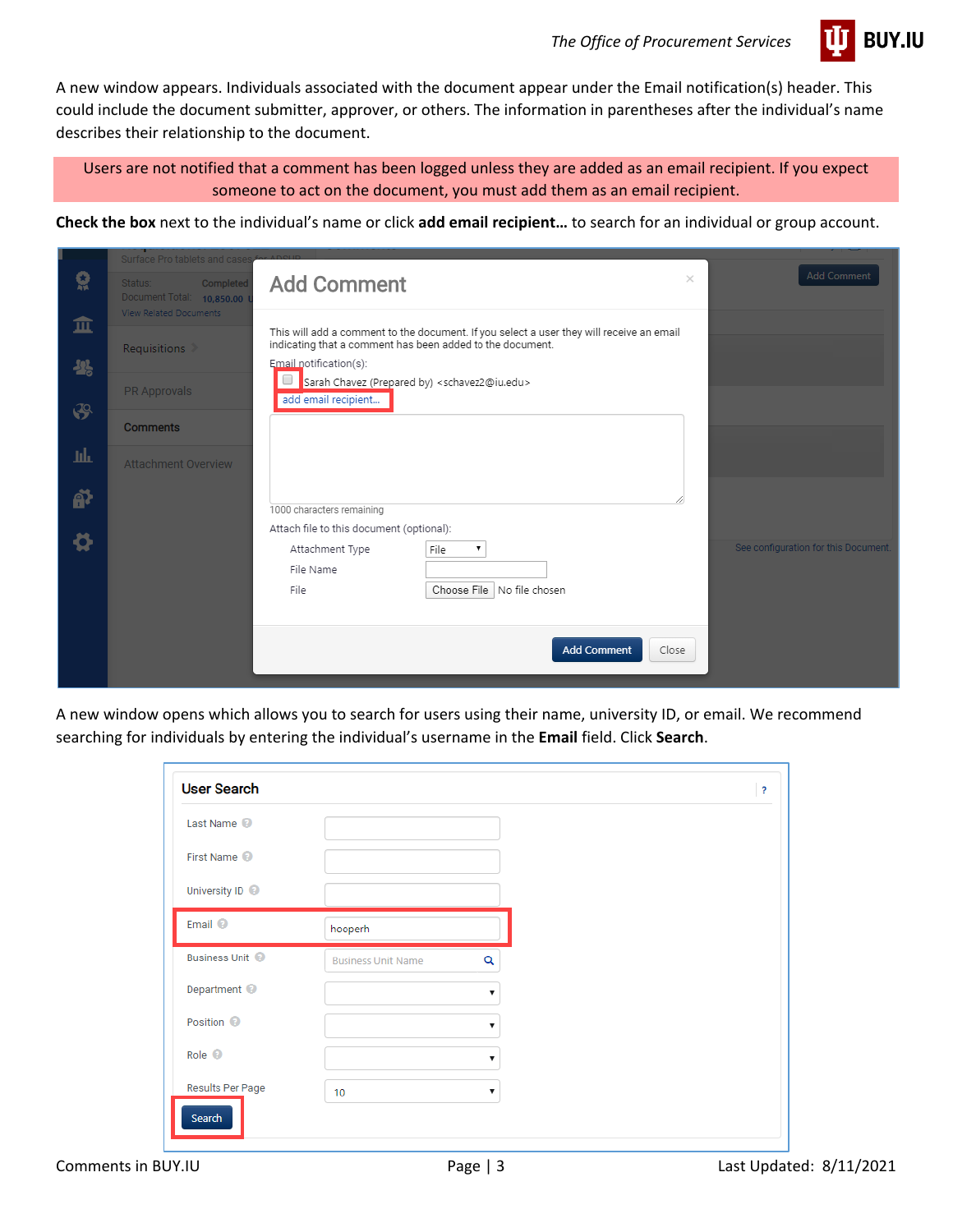A new window appears. Individuals associated with the document appear under the Email notification(s) header. This could include the document submitter, approver, or others. The information in parentheses after the individual's name describes their relationship to the document.

Users are not notified that a comment has been logged unless they are added as an email recipient. If you expect someone to act on the document, you must add them as an email recipient.

**Check the box** next to the individual's name or click **add email recipient…** to search for an individual or group account.

A new window opens which allows you to search for users using their name, university ID, or email. We recommend searching for individuals by entering the individual's username in the **Email** field. Click **Search**.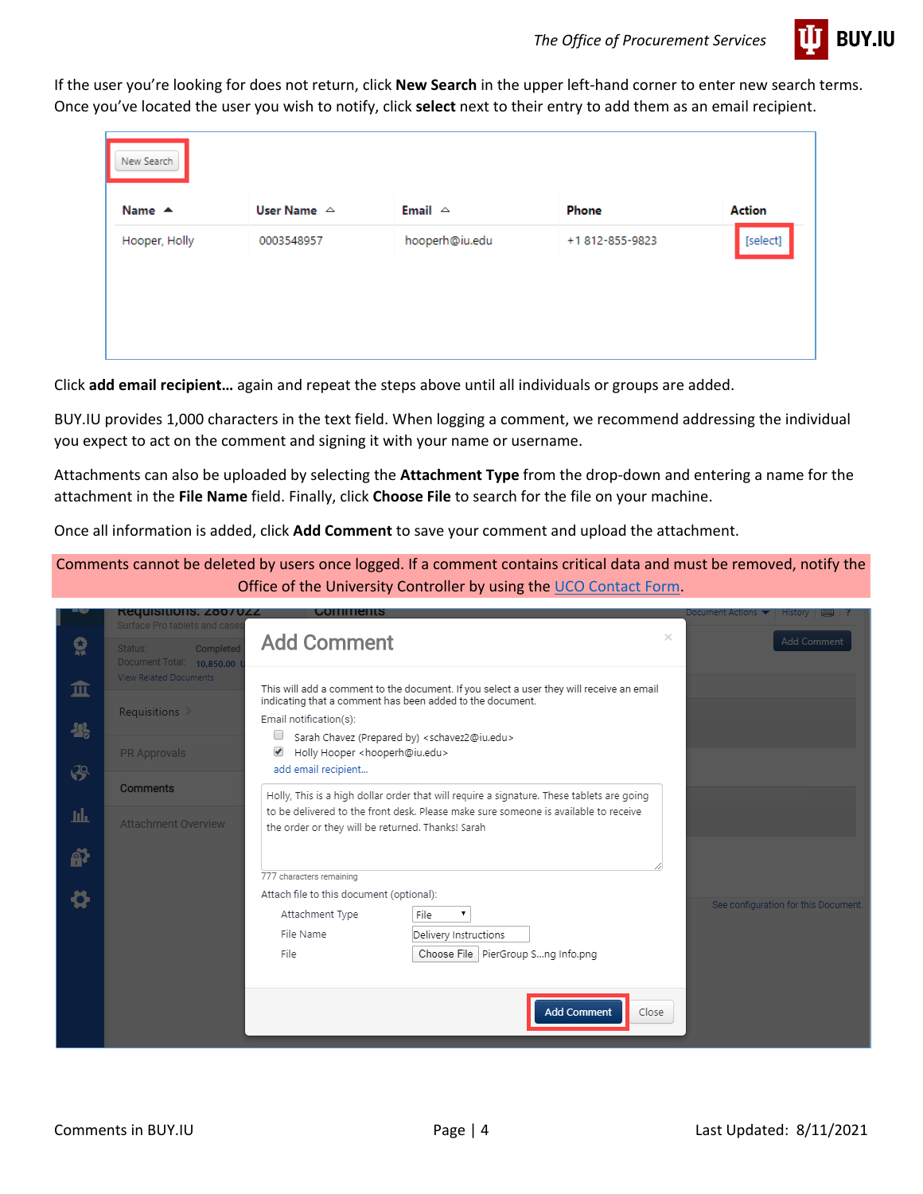If the user you're looking for does not return, click **New Search** in the upper left-hand corner to enter new search terms. Once you've located the user you wish to notify, click **select** next to their entry to add them as an email recipient.

Click **add email recipient…** again and repeat the steps above until all individuals or groups are added.

BUY.IU provides 1,000 characters in the text field. When logging a comment, we recommend addressing the individual you expect to act on the comment and signing it with your name or username.

Attachments can also be uploaded by selecting the **Attachment Type** from the drop-down and entering a name for the attachment in the **File Name** field. Finally, click **Choose File** to search for the file on your machine.

Once all information is added, click **Add Comment** to save your comment and upload the attachment.

Comments cannot be deleted by users once logged. If a comment contains critical data and must be removed, notify the Office of the University Controller by using the UCO Contact Form.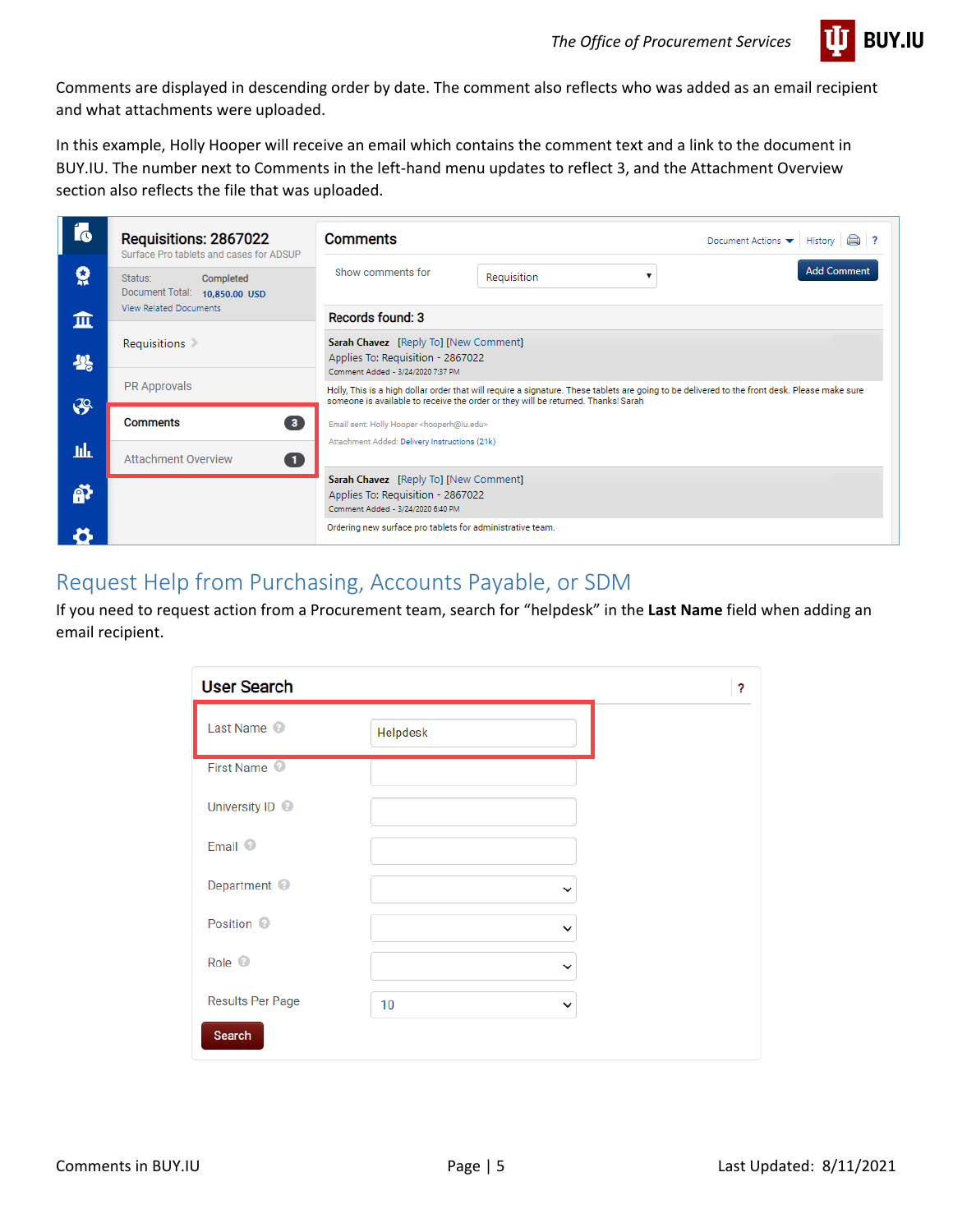Comments are displayed in descending order by date. The comment also reflects who was added as an email recipient and what attachments were uploaded.

In this example, Holly Hooper will receive an email which contains the comment text and a link to the document in BUY.IU. The number next to Comments in the left-hand menu updates to reflect 3, and the Attachment Overview section also reflects the file that was uploaded.

## Request Help from Purchasing, Accounts Payable, or SDM

If you need to request action from a Procurement team, search for "helpdesk" in the **Last Name** field when adding an email recipient.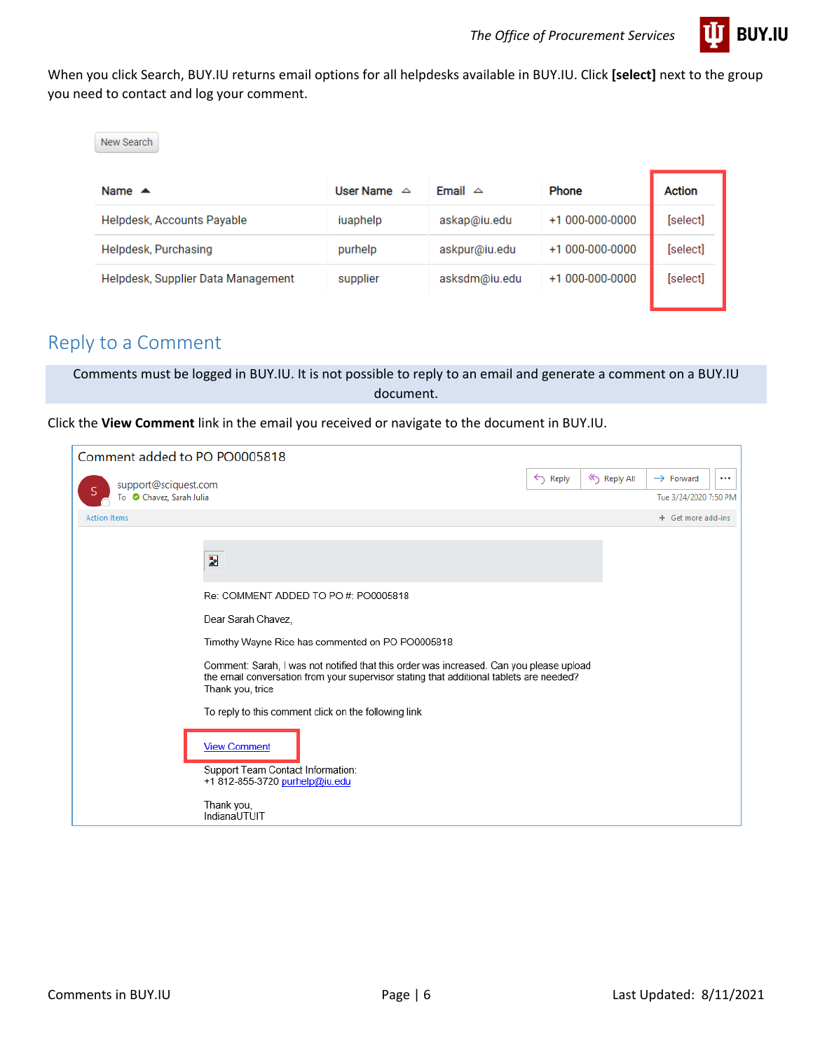When you click Search, BUY.IU returns email options for all helpdesks available in BUY.IU. Click **[select]** next to the group you need to contact and log your comment.

New Search

| Name | User Name | Email | Phone | Action |
|---|---|---|---|---|
| Helpdesk, Accounts Payable | iuaphelp | askap@iu.edu | +1 000-000-0000 | [select] |
| Helpdesk, Purchasing | purhelp | askpur@iu.edu | +1 000-000-0000 | [select] |
| Helpdesk, Supplier Data Management | supplier | asksdm@iu.edu | +1 000-000-0000 | [select] |

## Reply to a Comment

Comments must be logged in BUY.IU. It is not possible to reply to an email and generate a comment on a BUY.IU document.

Click the **View Comment** link in the email you received or navigate to the document in BUY.IU.

Comment added to PO PO0005818

support@sciquest.com
To Chavez, Sarah Julia

Tue 3/24/2020 7:50 PM

Re: COMMENT ADDED TO PO #: PO0005818

Dear Sarah Chavez,

Timothy Wayne Rice has commented on PO PO0005818

Comment: Sarah, I was not notified that this order was increased. Can you please upload the email conversation from your supervisor stating that additional tablets are needed? Thank you, trice

To reply to this comment click on the following link

View Comment

Support Team Contact Information:
+1 812-855-3720 purhelp@iu.edu

Thank you,
IndianaUTUIT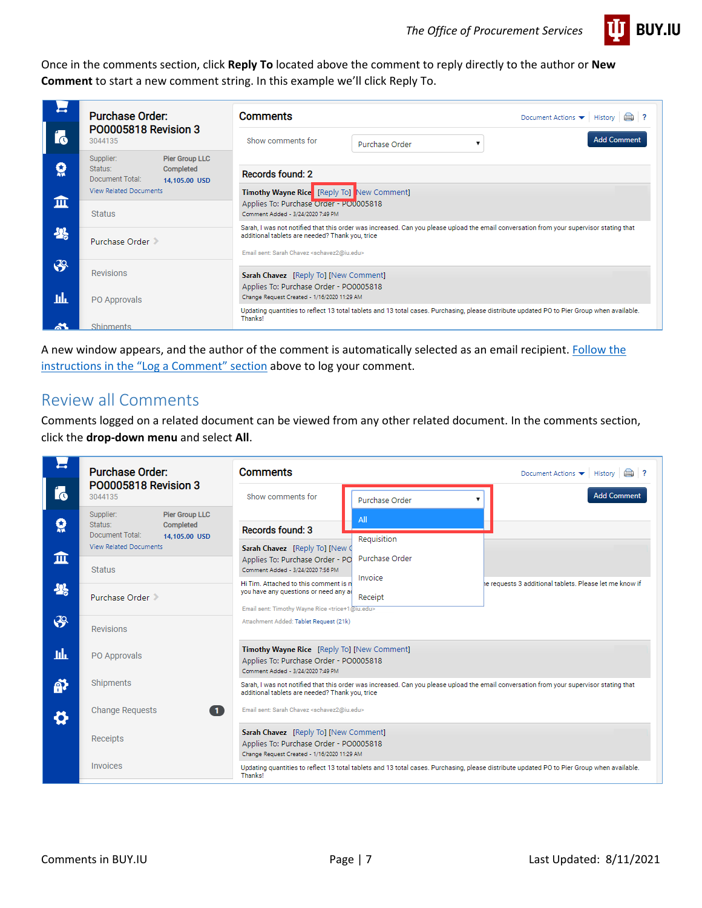Once in the comments section, click **Reply To** located above the comment to reply directly to the author or **New Comment** to start a new comment string. In this example we'll click Reply To.

A new window appears, and the author of the comment is automatically selected as an email recipient. Follow the instructions in the "Log a Comment" section above to log your comment.

## Review all Comments

Comments logged on a related document can be viewed from any other related document. In the comments section, click the **drop-down menu** and select **All**.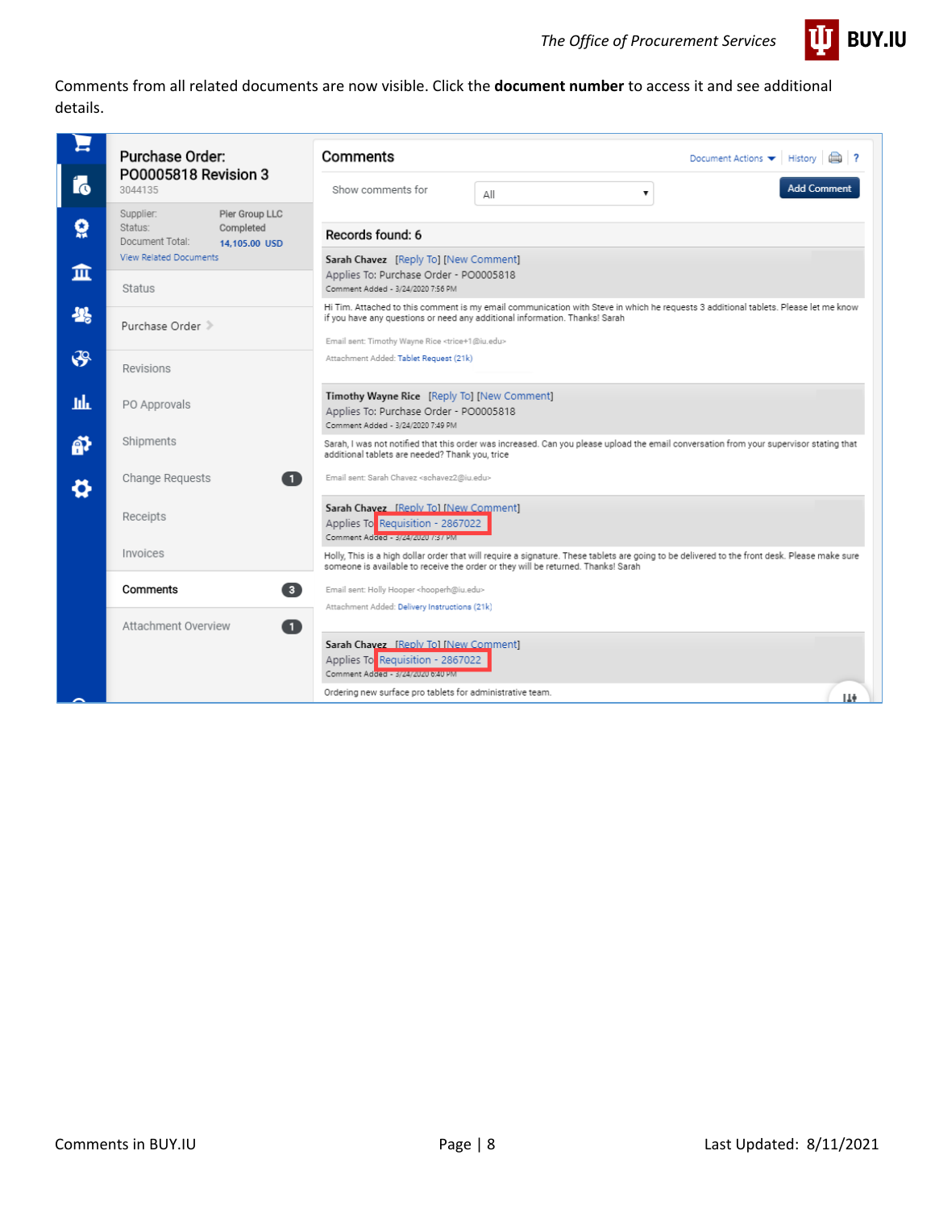Comments from all related documents are now visible. Click the **document number** to access it and see additional details.

Purchase Order: PO0005818 Revision 3
3044135

Supplier: Pier Group LLC
Status: Completed
Document Total: 14,105.00 USD
View Related Documents

Status
Purchase Order
Revisions
PO Approvals
Shipments
Change Requests 1
Receipts
Invoices
Comments 3
Attachment Overview 1

Comments

Document Actions | History | ?

Show comments for: All

Add Comment

Records found: 6

Sarah Chavez [Reply To] [New Comment]
Applies To: Purchase Order - PO0005818
Comment Added - 3/24/2020 7:56 PM

Hi Tim. Attached to this comment is my email communication with Steve in which he requests 3 additional tablets. Please let me know if you have any questions or need any additional information. Thanks! Sarah

Email sent: Timothy Wayne Rice <trice+1@iu.edu>
Attachment Added: Tablet Request (21k)

Timothy Wayne Rice [Reply To] [New Comment]
Applies To: Purchase Order - PO0005818
Comment Added - 3/24/2020 7:49 PM

Sarah, I was not notified that this order was increased. Can you please upload the email conversation from your supervisor stating that additional tablets are needed? Thank you, trice

Email sent: Sarah Chavez <schavez2@iu.edu>

Sarah Chavez [Reply To] [New Comment]
Applies To: Requisition - 2867022
Comment Added - 3/24/2020 7:37 PM

Holly, This is a high dollar order that will require a signature. These tablets are going to be delivered to the front desk. Please make sure someone is available to receive the order or they will be returned. Thanks! Sarah

Email sent: Holly Hooper <hooperh@iu.edu>
Attachment Added: Delivery Instructions (21k)

Sarah Chavez [Reply To] [New Comment]
Applies To: Requisition - 2867022
Comment Added - 3/24/2020 6:40 PM

Ordering new surface pro tablets for administrative team.